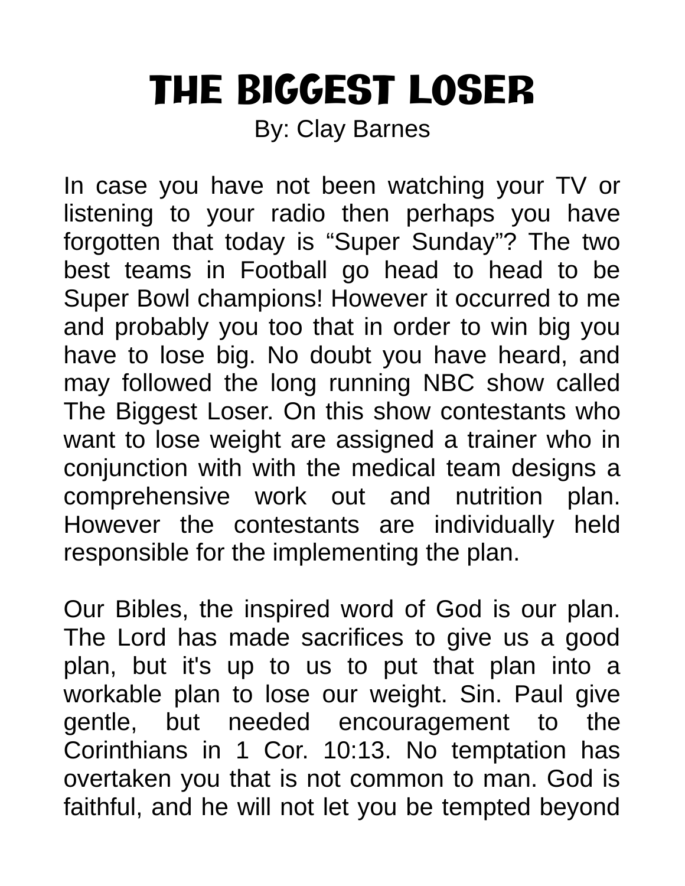# THE BIGGEST LOSER

By: Clay Barnes

In case you have not been watching your TV or listening to your radio then perhaps you have forgotten that today is "Super Sunday"? The two best teams in Football go head to head to be Super Bowl champions! However it occurred to me and probably you too that in order to win big you have to lose big. No doubt you have heard, and may followed the long running NBC show called The Biggest Loser. On this show contestants who want to lose weight are assigned a trainer who in conjunction with with the medical team designs a comprehensive work out and nutrition plan. However the contestants are individually held responsible for the implementing the plan.

Our Bibles, the inspired word of God is our plan. The Lord has made sacrifices to give us a good plan, but it's up to us to put that plan into a workable plan to lose our weight. Sin. Paul give gentle, but needed encouragement to the Corinthians in 1 Cor. 10:13. No temptation has overtaken you that is not common to man. God is faithful, and he will not let you be tempted beyond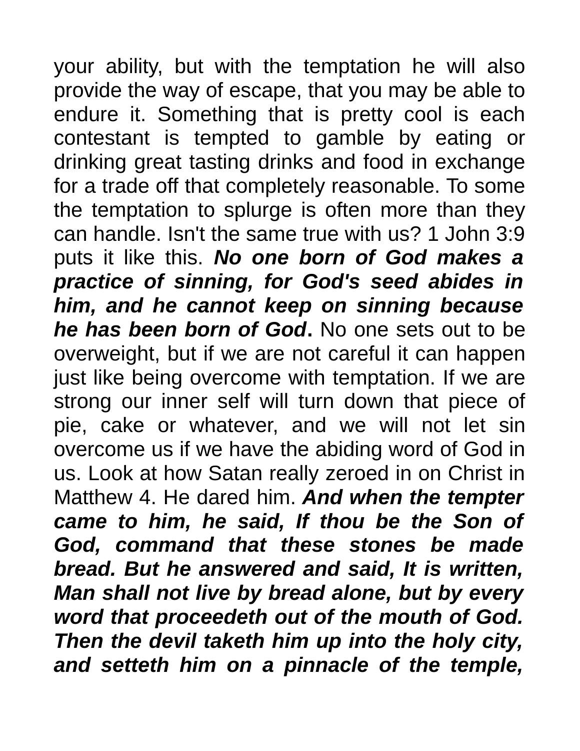your ability, but with the temptation he will also provide the way of escape, that you may be able to endure it. Something that is pretty cool is each contestant is tempted to gamble by eating or drinking great tasting drinks and food in exchange for a trade off that completely reasonable. To some the temptation to splurge is often more than they can handle. Isn't the same true with us? 1 John 3:9 puts it like this. ***No one born of God makes a practice of sinning, for God's seed abides in him, and he cannot keep on sinning because he has been born of God*.** No one sets out to be overweight, but if we are not careful it can happen just like being overcome with temptation. If we are strong our inner self will turn down that piece of pie, cake or whatever, and we will not let sin overcome us if we have the abiding word of God in us. Look at how Satan really zeroed in on Christ in Matthew 4. He dared him. ***And when the tempter came to him, he said, If thou be the Son of God, command that these stones be made bread. But he answered and said, It is written, Man shall not live by bread alone, but by every word that proceedeth out of the mouth of God. Then the devil taketh him up into the holy city, and setteth him on a pinnacle of the temple,***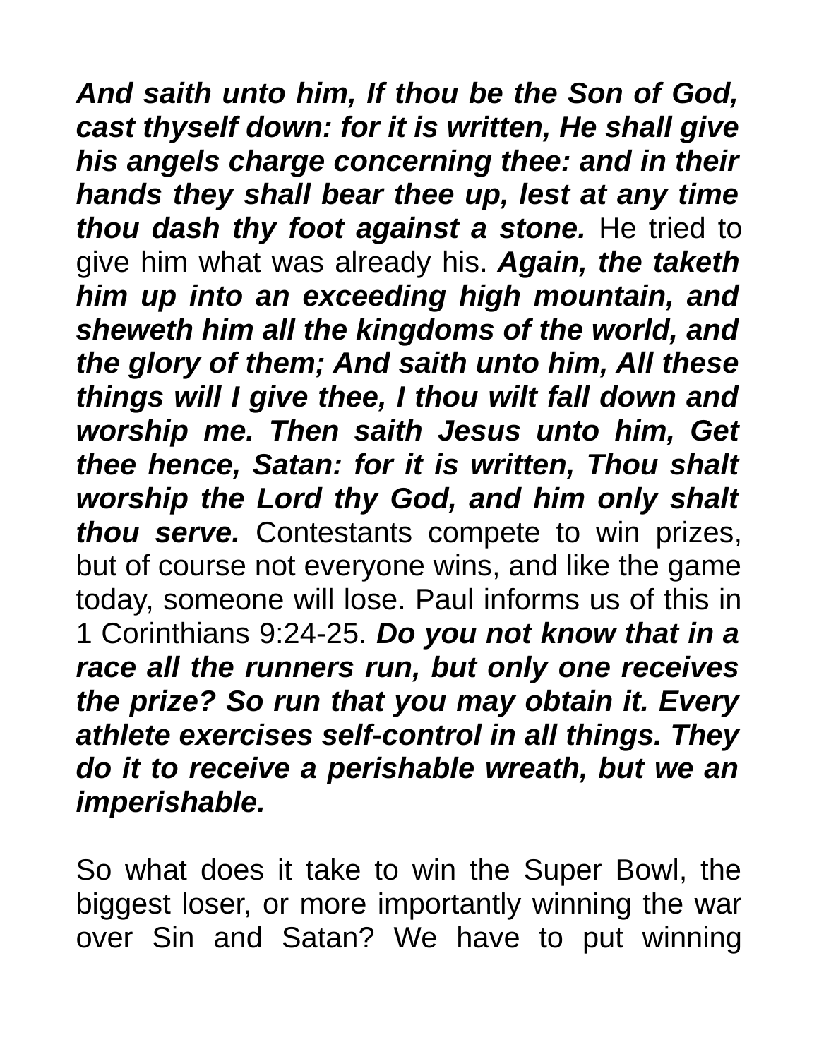***And saith unto him, If thou be the Son of God, cast thyself down: for it is written, He shall give his angels charge concerning thee: and in their hands they shall bear thee up, lest at any time thou dash thy foot against a stone.*** He tried to give him what was already his. ***Again, the taketh him up into an exceeding high mountain, and sheweth him all the kingdoms of the world, and the glory of them; And saith unto him, All these things will I give thee, I thou wilt fall down and worship me. Then saith Jesus unto him, Get thee hence, Satan: for it is written, Thou shalt worship the Lord thy God, and him only shalt thou serve.*** Contestants compete to win prizes, but of course not everyone wins, and like the game today, someone will lose. Paul informs us of this in 1 Corinthians 9:24-25. ***Do you not know that in a race all the runners run, but only one receives the prize? So run that you may obtain it. Every athlete exercises self-control in all things. They do it to receive a perishable wreath, but we an imperishable.***

So what does it take to win the Super Bowl, the biggest loser, or more importantly winning the war over Sin and Satan? We have to put winning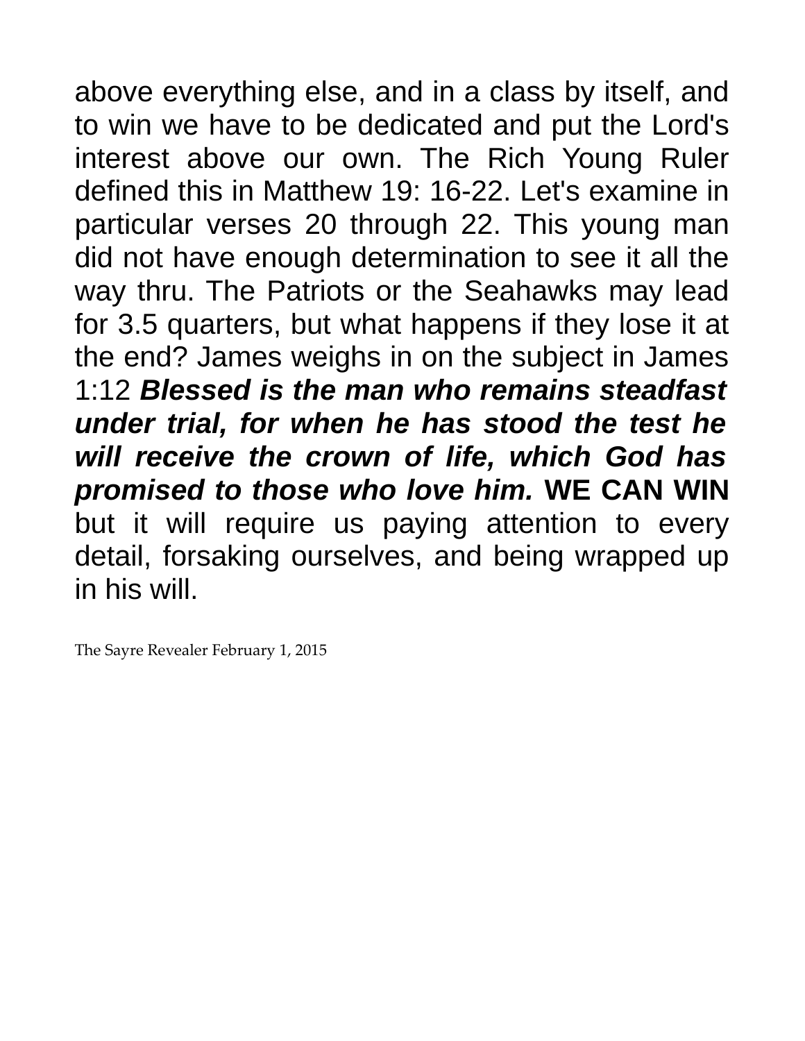above everything else, and in a class by itself, and to win we have to be dedicated and put the Lord's interest above our own. The Rich Young Ruler defined this in Matthew 19: 16-22. Let's examine in particular verses 20 through 22. This young man did not have enough determination to see it all the way thru. The Patriots or the Seahawks may lead for 3.5 quarters, but what happens if they lose it at the end? James weighs in on the subject in James 1:12 ***Blessed is the man who remains steadfast under trial, for when he has stood the test he will receive the crown of life, which God has promised to those who love him.*** **WE CAN WIN** but it will require us paying attention to every detail, forsaking ourselves, and being wrapped up in his will.

The Sayre Revealer February 1, 2015